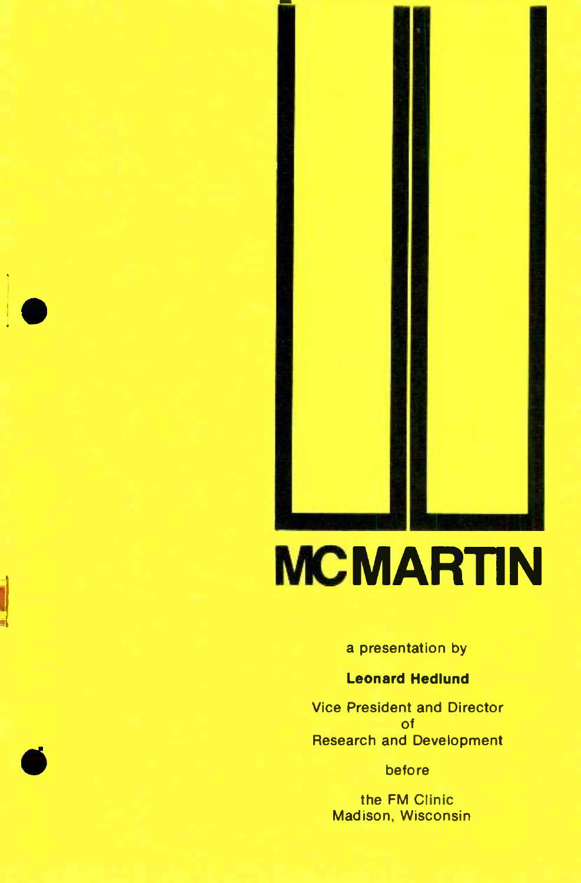# MCMARTIN

a presentation by

**Leonard Hedlund**

Vice President and Director
of
Research and Development

before

the FM Clinic
Madison, Wisconsin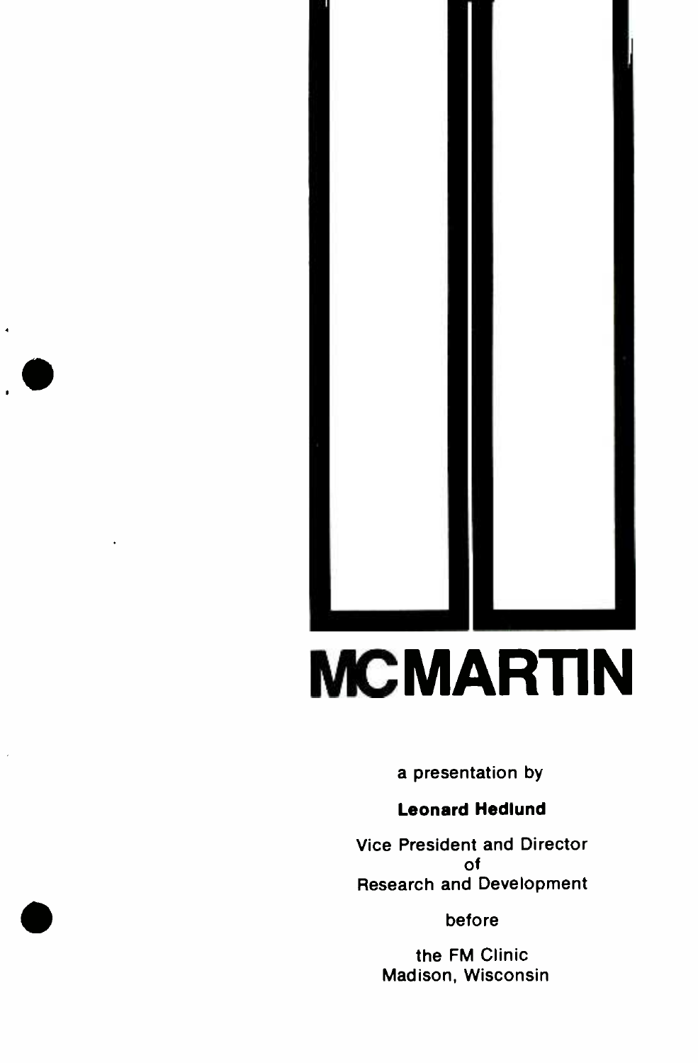# MCMARTIN

a presentation by

**Leonard Hedlund**

Vice President and Director
of
Research and Development

before

the FM Clinic
Madison, Wisconsin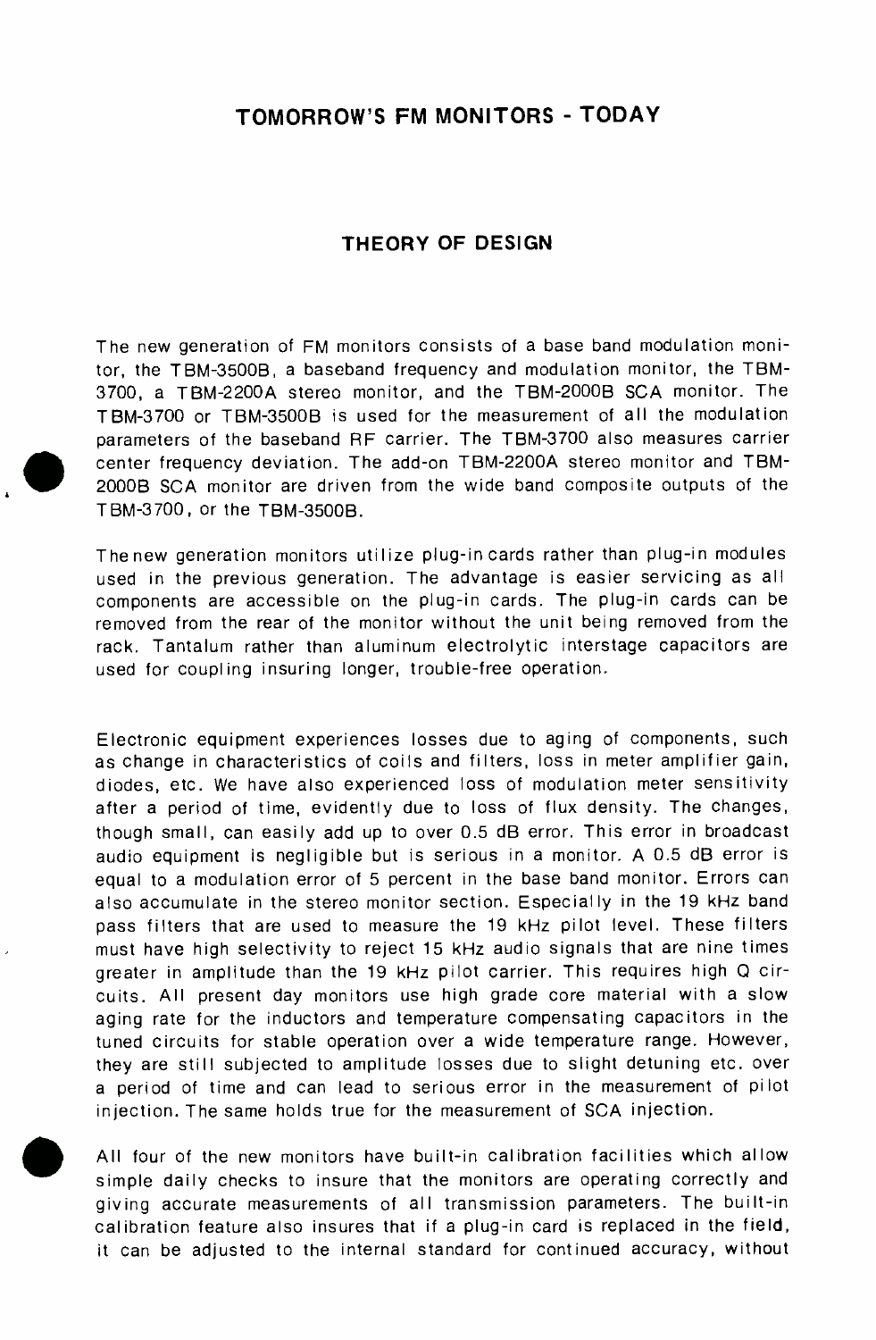# TOMORROW'S FM MONITORS - TODAY

## THEORY OF DESIGN

The new generation of FM monitors consists of a base band modulation monitor, the TBM-3500B, a baseband frequency and modulation monitor, the TBM-3700, a TBM-2200A stereo monitor, and the TBM-2000B SCA monitor. The TBM-3700 or TBM-3500B is used for the measurement of all the modulation parameters of the baseband RF carrier. The TBM-3700 also measures carrier center frequency deviation. The add-on TBM-2200A stereo monitor and TBM-2000B SCA monitor are driven from the wide band composite outputs of the TBM-3700, or the TBM-3500B.

The new generation monitors utilize plug-in cards rather than plug-in modules used in the previous generation. The advantage is easier servicing as all components are accessible on the plug-in cards. The plug-in cards can be removed from the rear of the monitor without the unit being removed from the rack. Tantalum rather than aluminum electrolytic interstage capacitors are used for coupling insuring longer, trouble-free operation.

Electronic equipment experiences losses due to aging of components, such as change in characteristics of coils and filters, loss in meter amplifier gain, diodes, etc. We have also experienced loss of modulation meter sensitivity after a period of time, evidently due to loss of flux density. The changes, though small, can easily add up to over 0.5 dB error. This error in broadcast audio equipment is negligible but is serious in a monitor. A 0.5 dB error is equal to a modulation error of 5 percent in the base band monitor. Errors can also accumulate in the stereo monitor section. Especially in the 19 kHz band pass filters that are used to measure the 19 kHz pilot level. These filters must have high selectivity to reject 15 kHz audio signals that are nine times greater in amplitude than the 19 kHz pilot carrier. This requires high Q circuits. All present day monitors use high grade core material with a slow aging rate for the inductors and temperature compensating capacitors in the tuned circuits for stable operation over a wide temperature range. However, they are still subjected to amplitude losses due to slight detuning etc. over a period of time and can lead to serious error in the measurement of pilot injection. The same holds true for the measurement of SCA injection.

All four of the new monitors have built-in calibration facilities which allow simple daily checks to insure that the monitors are operating correctly and giving accurate measurements of all transmission parameters. The built-in calibration feature also insures that if a plug-in card is replaced in the field, it can be adjusted to the internal standard for continued accuracy, without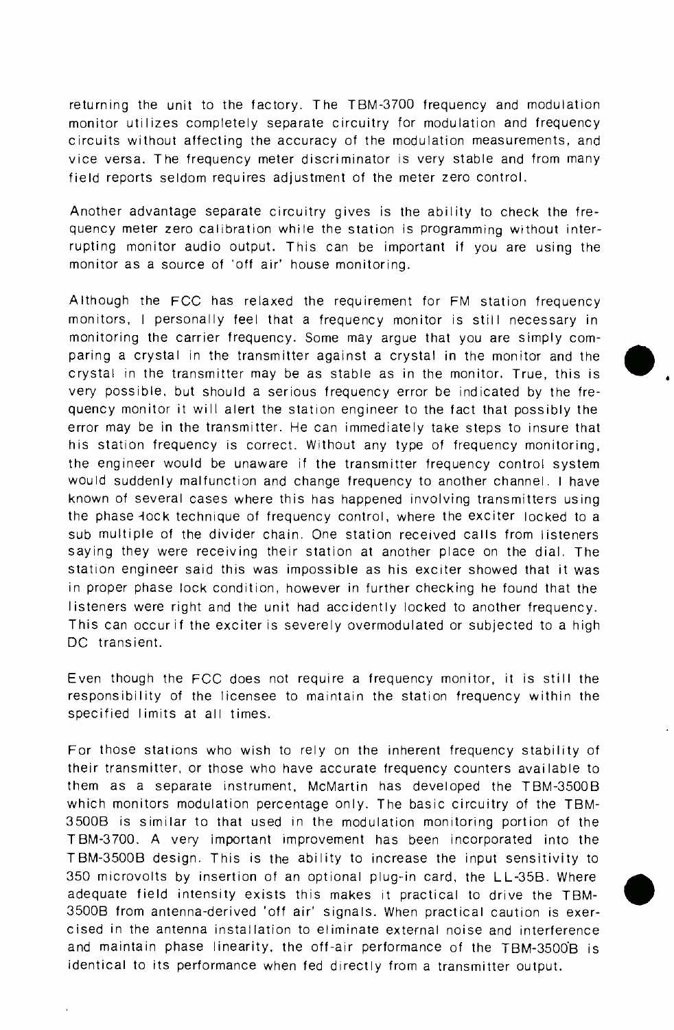returning the unit to the factory. The TBM-3700 frequency and modulation monitor utilizes completely separate circuitry for modulation and frequency circuits without affecting the accuracy of the modulation measurements, and vice versa. The frequency meter discriminator is very stable and from many field reports seldom requires adjustment of the meter zero control.

Another advantage separate circuitry gives is the ability to check the frequency meter zero calibration while the station is programming without interrupting monitor audio output. This can be important if you are using the monitor as a source of 'off air' house monitoring.

Although the FCC has relaxed the requirement for FM station frequency monitors, I personally feel that a frequency monitor is still necessary in monitoring the carrier frequency. Some may argue that you are simply comparing a crystal in the transmitter against a crystal in the monitor and the crystal in the transmitter may be as stable as in the monitor. True, this is very possible, but should a serious frequency error be indicated by the frequency monitor it will alert the station engineer to the fact that possibly the error may be in the transmitter. He can immediately take steps to insure that his station frequency is correct. Without any type of frequency monitoring, the engineer would be unaware if the transmitter frequency control system would suddenly malfunction and change frequency to another channel. I have known of several cases where this has happened involving transmitters using the phase-lock technique of frequency control, where the exciter locked to a sub multiple of the divider chain. One station received calls from listeners saying they were receiving their station at another place on the dial. The station engineer said this was impossible as his exciter showed that it was in proper phase lock condition, however in further checking he found that the listeners were right and the unit had accidently locked to another frequency. This can occur if the exciter is severely overmodulated or subjected to a high DC transient.

Even though the FCC does not require a frequency monitor, it is still the responsibility of the licensee to maintain the station frequency within the specified limits at all times.

For those stations who wish to rely on the inherent frequency stability of their transmitter, or those who have accurate frequency counters available to them as a separate instrument, McMartin has developed the TBM-3500B which monitors modulation percentage only. The basic circuitry of the TBM-3500B is similar to that used in the modulation monitoring portion of the TBM-3700. A very important improvement has been incorporated into the TBM-3500B design. This is the ability to increase the input sensitivity to 350 microvolts by insertion of an optional plug-in card, the LL-35B. Where adequate field intensity exists this makes it practical to drive the TBM-3500B from antenna-derived 'off air' signals. When practical caution is exercised in the antenna installation to eliminate external noise and interference and maintain phase linearity, the off-air performance of the TBM-3500B is identical to its performance when fed directly from a transmitter output.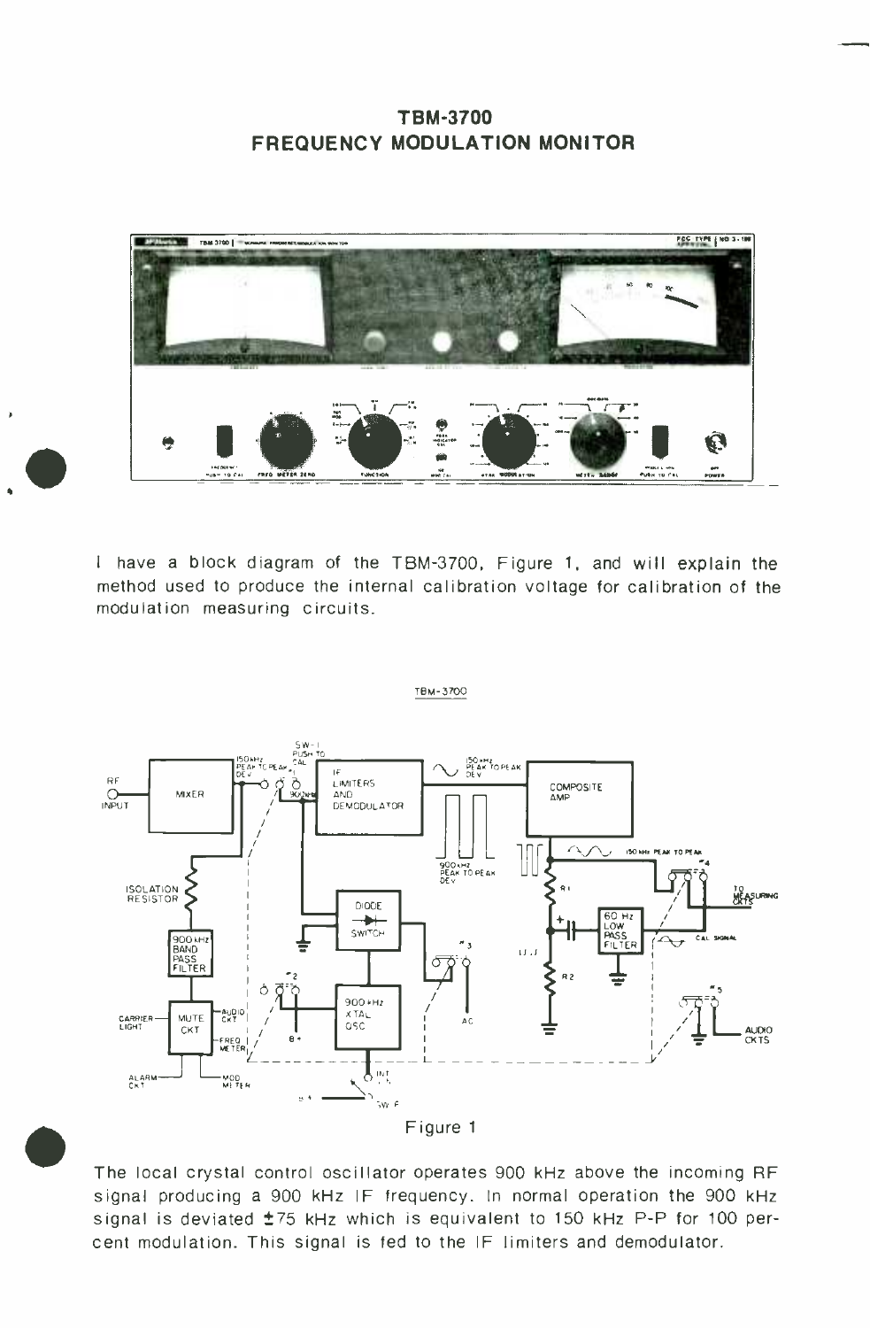## TBM-3700
## FREQUENCY MODULATION MONITOR

I have a block diagram of the TBM-3700, Figure 1, and will explain the method used to produce the internal calibration voltage for calibration of the modulation measuring circuits.

Figure 1

The local crystal control oscillator operates 900 kHz above the incoming RF signal producing a 900 kHz IF frequency. In normal operation the 900 kHz signal is deviated ±75 kHz which is equivalent to 150 kHz P-P for 100 percent modulation. This signal is fed to the IF limiters and demodulator.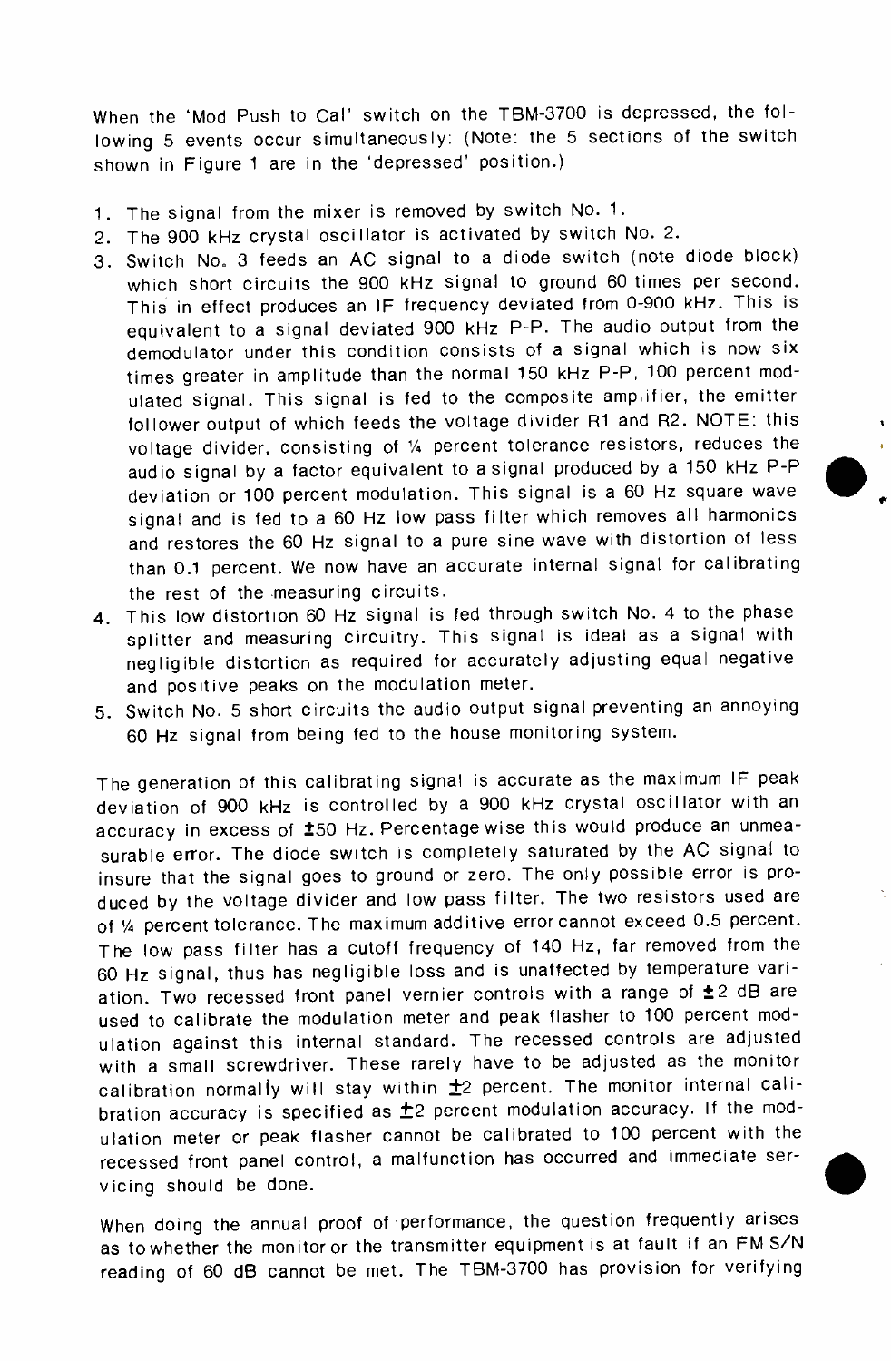When the 'Mod Push to Cal' switch on the TBM-3700 is depressed, the following 5 events occur simultaneously: (Note: the 5 sections of the switch shown in Figure 1 are in the 'depressed' position.)

1. The signal from the mixer is removed by switch No. 1.
2. The 900 kHz crystal oscillator is activated by switch No. 2.
3. Switch No. 3 feeds an AC signal to a diode switch (note diode block) which short circuits the 900 kHz signal to ground 60 times per second. This in effect produces an IF frequency deviated from 0-900 kHz. This is equivalent to a signal deviated 900 kHz P-P. The audio output from the demodulator under this condition consists of a signal which is now six times greater in amplitude than the normal 150 kHz P-P, 100 percent modulated signal. This signal is fed to the composite amplifier, the emitter follower output of which feeds the voltage divider R1 and R2. NOTE: this voltage divider, consisting of ¼ percent tolerance resistors, reduces the audio signal by a factor equivalent to a signal produced by a 150 kHz P-P deviation or 100 percent modulation. This signal is a 60 Hz square wave signal and is fed to a 60 Hz low pass filter which removes all harmonics and restores the 60 Hz signal to a pure sine wave with distortion of less than 0.1 percent. We now have an accurate internal signal for calibrating the rest of the measuring circuits.
4. This low distortion 60 Hz signal is fed through switch No. 4 to the phase splitter and measuring circuitry. This signal is ideal as a signal with negligible distortion as required for accurately adjusting equal negative and positive peaks on the modulation meter.
5. Switch No. 5 short circuits the audio output signal preventing an annoying 60 Hz signal from being fed to the house monitoring system.

The generation of this calibrating signal is accurate as the maximum IF peak deviation of 900 kHz is controlled by a 900 kHz crystal oscillator with an accuracy in excess of ±50 Hz. Percentage wise this would produce an unmeasurable error. The diode switch is completely saturated by the AC signal to insure that the signal goes to ground or zero. The only possible error is produced by the voltage divider and low pass filter. The two resistors used are of ¼ percent tolerance. The maximum additive error cannot exceed 0.5 percent. The low pass filter has a cutoff frequency of 140 Hz, far removed from the 60 Hz signal, thus has negligible loss and is unaffected by temperature variation. Two recessed front panel vernier controls with a range of ±2 dB are used to calibrate the modulation meter and peak flasher to 100 percent modulation against this internal standard. The recessed controls are adjusted with a small screwdriver. These rarely have to be adjusted as the monitor calibration normally will stay within ±2 percent. The monitor internal calibration accuracy is specified as ±2 percent modulation accuracy. If the modulation meter or peak flasher cannot be calibrated to 100 percent with the recessed front panel control, a malfunction has occurred and immediate servicing should be done.

When doing the annual proof of performance, the question frequently arises as to whether the monitor or the transmitter equipment is at fault if an FM S/N reading of 60 dB cannot be met. The TBM-3700 has provision for verifying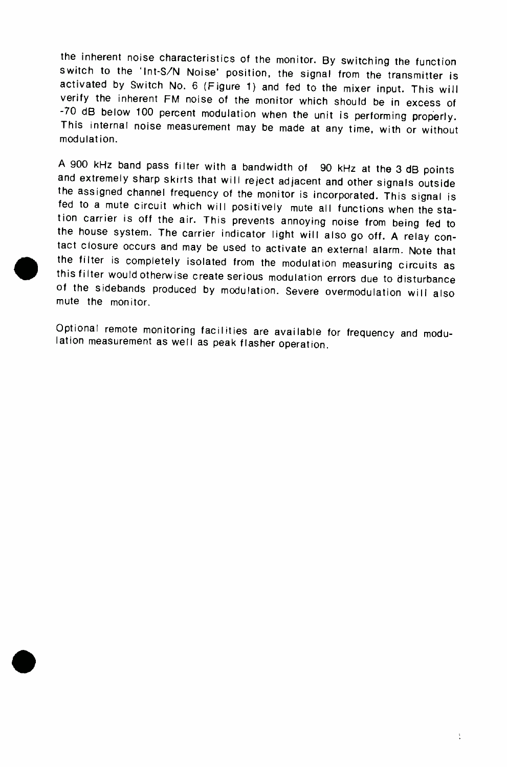the inherent noise characteristics of the monitor. By switching the function switch to the 'Int-S/N Noise' position, the signal from the transmitter is activated by Switch No. 6 (Figure 1) and fed to the mixer input. This will verify the inherent FM noise of the monitor which should be in excess of -70 dB below 100 percent modulation when the unit is performing properly. This internal noise measurement may be made at any time, with or without modulation.

A 900 kHz band pass filter with a bandwidth of 90 kHz at the 3 dB points and extremely sharp skirts that will reject adjacent and other signals outside the assigned channel frequency of the monitor is incorporated. This signal is fed to a mute circuit which will positively mute all functions when the station carrier is off the air. This prevents annoying noise from being fed to the house system. The carrier indicator light will also go off. A relay contact closure occurs and may be used to activate an external alarm. Note that the filter is completely isolated from the modulation measuring circuits as this filter would otherwise create serious modulation errors due to disturbance of the sidebands produced by modulation. Severe overmodulation will also mute the monitor.

Optional remote monitoring facilities are available for frequency and modulation measurement as well as peak flasher operation.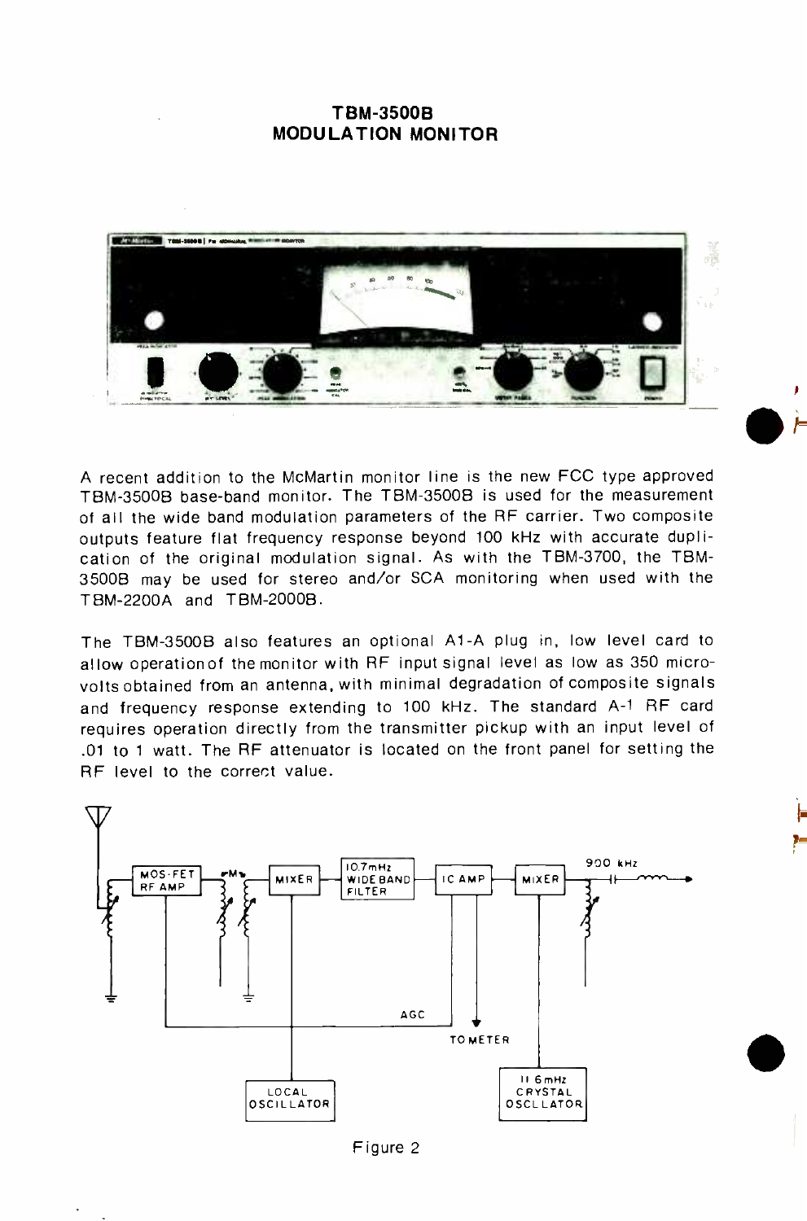# TBM-3500B
# MODULATION MONITOR

A recent addition to the McMartin monitor line is the new FCC type approved TBM-3500B base-band monitor. The TBM-3500B is used for the measurement of all the wide band modulation parameters of the RF carrier. Two composite outputs feature flat frequency response beyond 100 kHz with accurate duplication of the original modulation signal. As with the TBM-3700, the TBM-3500B may be used for stereo and/or SCA monitoring when used with the TBM-2200A and TBM-2000B.

The TBM-3500B also features an optional A1-A plug in, low level card to allow operation of the monitor with RF input signal level as low as 350 microvolts obtained from an antenna, with minimal degradation of composite signals and frequency response extending to 100 kHz. The standard A-1 RF card requires operation directly from the transmitter pickup with an input level of .01 to 1 watt. The RF attenuator is located on the front panel for setting the RF level to the correct value.

Figure 2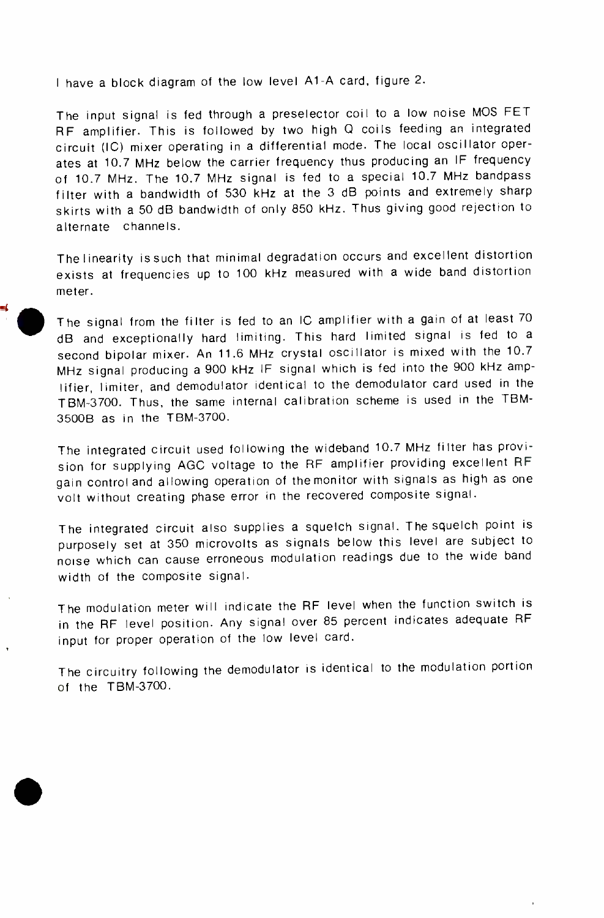I have a block diagram of the low level A1-A card, figure 2.

The input signal is fed through a preselector coil to a low noise MOS FET RF amplifier. This is followed by two high Q coils feeding an integrated circuit (IC) mixer operating in a differential mode. The local oscillator operates at 10.7 MHz below the carrier frequency thus producing an IF frequency of 10.7 MHz. The 10.7 MHz signal is fed to a special 10.7 MHz bandpass filter with a bandwidth of 530 kHz at the 3 dB points and extremely sharp skirts with a 50 dB bandwidth of only 850 kHz. Thus giving good rejection to alternate channels.

The linearity is such that minimal degradation occurs and excellent distortion exists at frequencies up to 100 kHz measured with a wide band distortion meter.

The signal from the filter is fed to an IC amplifier with a gain of at least 70 dB and exceptionally hard limiting. This hard limited signal is fed to a second bipolar mixer. An 11.6 MHz crystal oscillator is mixed with the 10.7 MHz signal producing a 900 kHz IF signal which is fed into the 900 kHz amplifier, limiter, and demodulator identical to the demodulator card used in the TBM-3700. Thus, the same internal calibration scheme is used in the TBM-3500B as in the TBM-3700.

The integrated circuit used following the wideband 10.7 MHz filter has provision for supplying AGC voltage to the RF amplifier providing excellent RF gain control and allowing operation of the monitor with signals as high as one volt without creating phase error in the recovered composite signal.

The integrated circuit also supplies a squelch signal. The squelch point is purposely set at 350 microvolts as signals below this level are subject to noise which can cause erroneous modulation readings due to the wide band width of the composite signal.

The modulation meter will indicate the RF level when the function switch is in the RF level position. Any signal over 85 percent indicates adequate RF input for proper operation of the low level card.

The circuitry following the demodulator is identical to the modulation portion of the TBM-3700.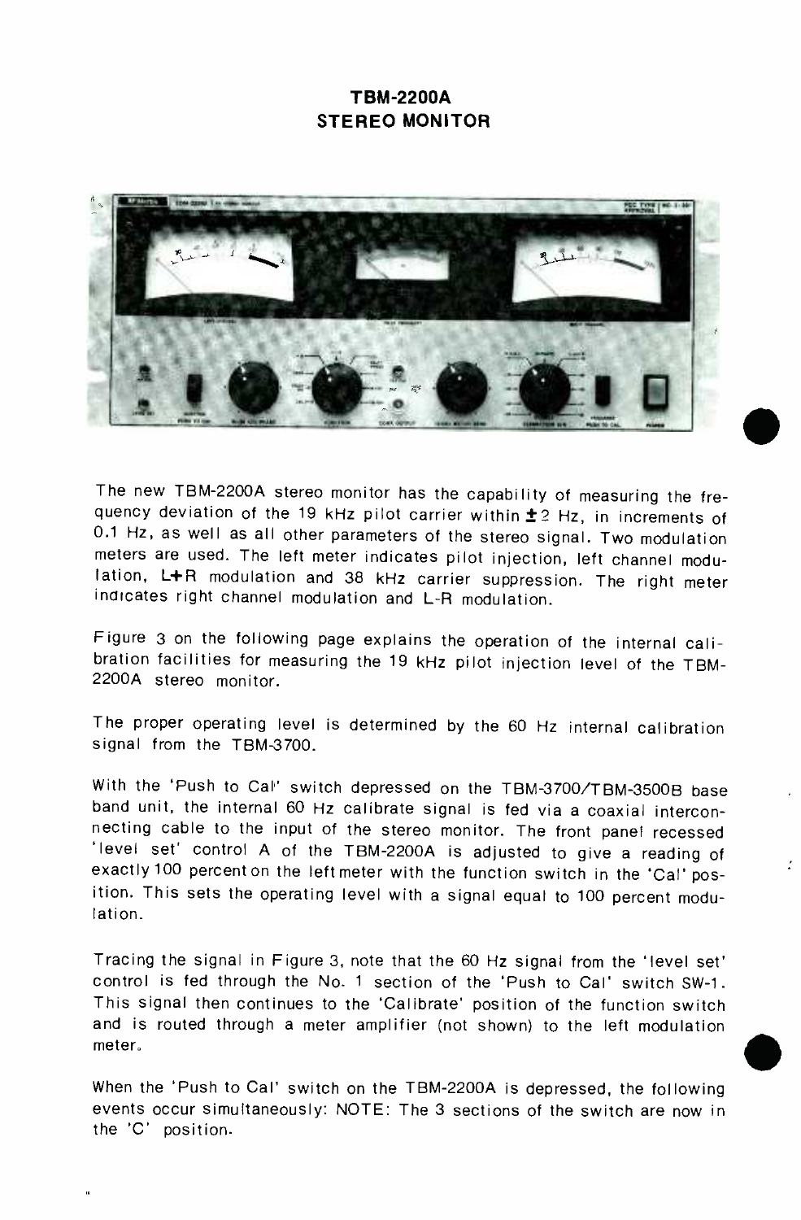# TBM-2200A
# STEREO MONITOR

The new TBM-2200A stereo monitor has the capability of measuring the frequency deviation of the 19 kHz pilot carrier within ±2 Hz, in increments of 0.1 Hz, as well as all other parameters of the stereo signal. Two modulation meters are used. The left meter indicates pilot injection, left channel modulation, L+R modulation and 38 kHz carrier suppression. The right meter indicates right channel modulation and L-R modulation.

Figure 3 on the following page explains the operation of the internal calibration facilities for measuring the 19 kHz pilot injection level of the TBM-2200A stereo monitor.

The proper operating level is determined by the 60 Hz internal calibration signal from the TBM-3700.

With the 'Push to Cal' switch depressed on the TBM-3700/TBM-3500B base band unit, the internal 60 Hz calibrate signal is fed via a coaxial interconnecting cable to the input of the stereo monitor. The front panel recessed 'level set' control A of the TBM-2200A is adjusted to give a reading of exactly 100 percent on the left meter with the function switch in the 'Cal' position. This sets the operating level with a signal equal to 100 percent modulation.

Tracing the signal in Figure 3, note that the 60 Hz signal from the 'level set' control is fed through the No. 1 section of the 'Push to Cal' switch SW-1. This signal then continues to the 'Calibrate' position of the function switch and is routed through a meter amplifier (not shown) to the left modulation meter.

When the 'Push to Cal' switch on the TBM-2200A is depressed, the following events occur simultaneously: NOTE: The 3 sections of the switch are now in the 'C' position.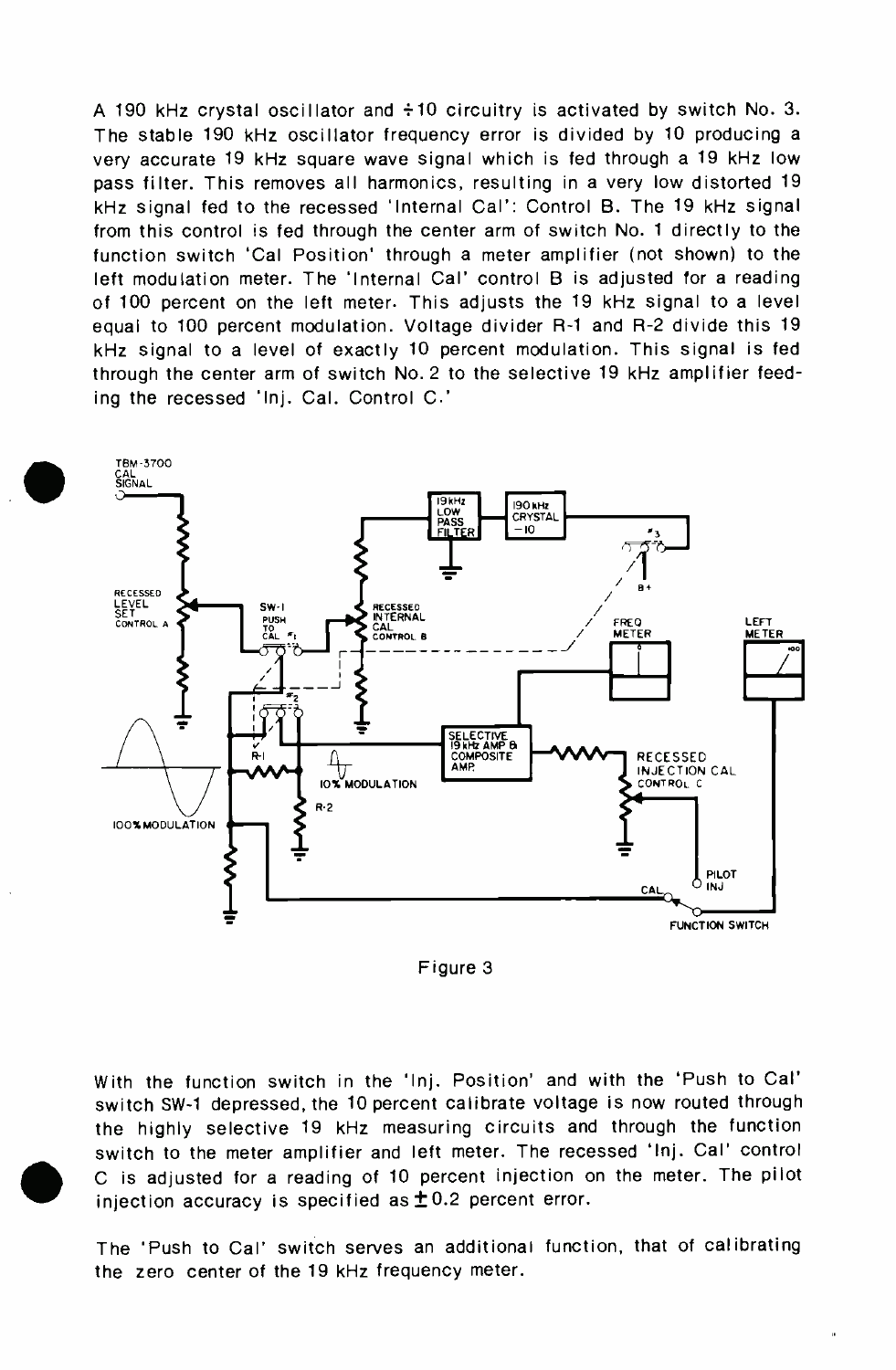A 190 kHz crystal oscillator and ÷10 circuitry is activated by switch No. 3. The stable 190 kHz oscillator frequency error is divided by 10 producing a very accurate 19 kHz square wave signal which is fed through a 19 kHz low pass filter. This removes all harmonics, resulting in a very low distorted 19 kHz signal fed to the recessed 'Internal Cal': Control B. The 19 kHz signal from this control is fed through the center arm of switch No. 1 directly to the function switch 'Cal Position' through a meter amplifier (not shown) to the left modulation meter. The 'Internal Cal' control B is adjusted for a reading of 100 percent on the left meter. This adjusts the 19 kHz signal to a level equal to 100 percent modulation. Voltage divider R-1 and R-2 divide this 19 kHz signal to a level of exactly 10 percent modulation. This signal is fed through the center arm of switch No. 2 to the selective 19 kHz amplifier feeding the recessed 'Inj. Cal. Control C.'

Figure 3

With the function switch in the 'Inj. Position' and with the 'Push to Cal' switch SW-1 depressed, the 10 percent calibrate voltage is now routed through the highly selective 19 kHz measuring circuits and through the function switch to the meter amplifier and left meter. The recessed 'Inj. Cal' control C is adjusted for a reading of 10 percent injection on the meter. The pilot injection accuracy is specified as ±0.2 percent error.

The 'Push to Cal' switch serves an additional function, that of calibrating the zero center of the 19 kHz frequency meter.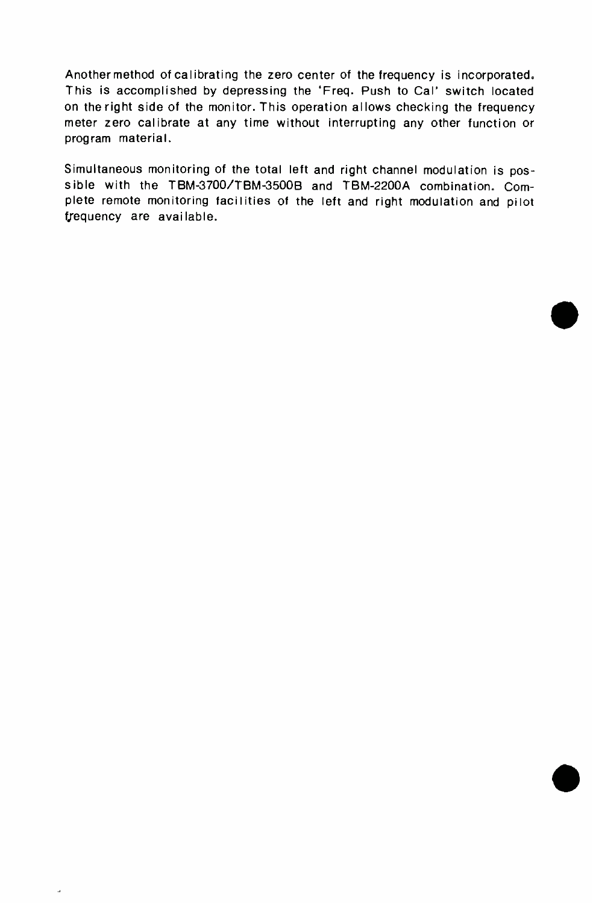Another method of calibrating the zero center of the frequency is incorporated. This is accomplished by depressing the 'Freq. Push to Cal' switch located on the right side of the monitor. This operation allows checking the frequency meter zero calibrate at any time without interrupting any other function or program material.

Simultaneous monitoring of the total left and right channel modulation is possible with the TBM-3700/TBM-3500B and TBM-2200A combination. Complete remote monitoring facilities of the left and right modulation and pilot frequency are available.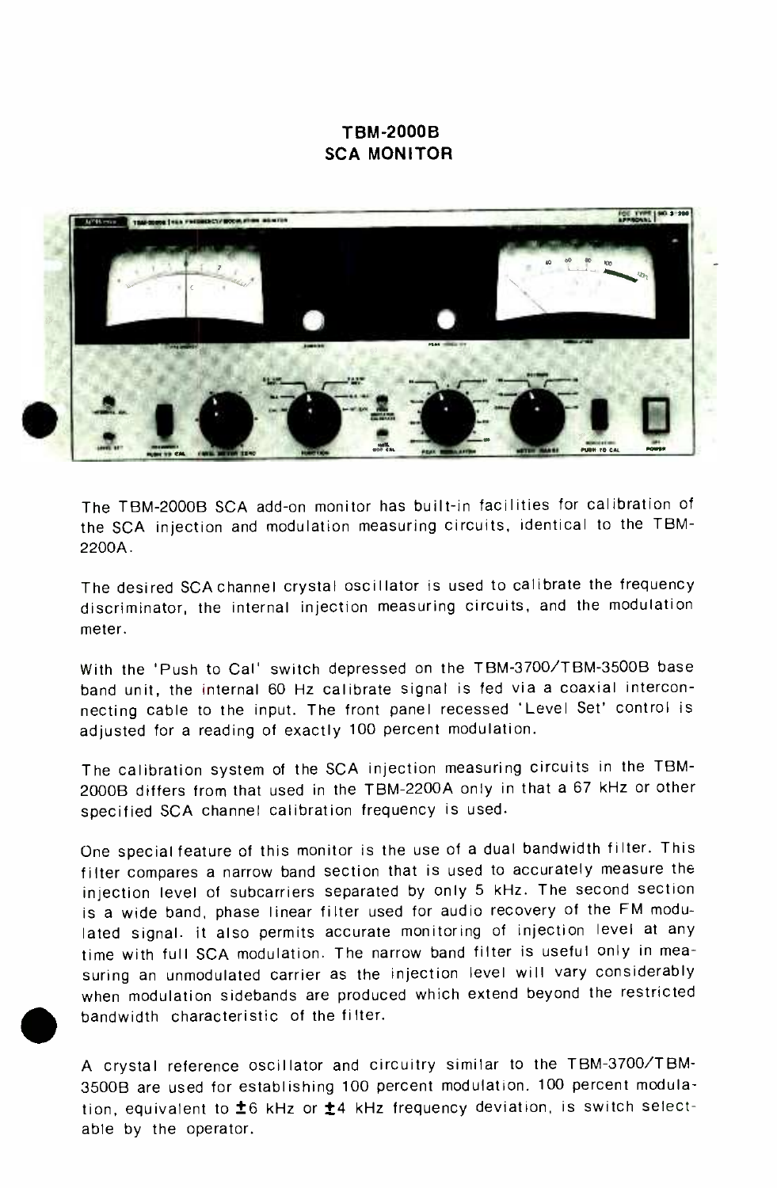# TBM-2000B SCA MONITOR

The TBM-2000B SCA add-on monitor has built-in facilities for calibration of the SCA injection and modulation measuring circuits, identical to the TBM-2200A.

The desired SCA channel crystal oscillator is used to calibrate the frequency discriminator, the internal injection measuring circuits, and the modulation meter.

With the 'Push to Cal' switch depressed on the TBM-3700/TBM-3500B base band unit, the internal 60 Hz calibrate signal is fed via a coaxial interconnecting cable to the input. The front panel recessed 'Level Set' control is adjusted for a reading of exactly 100 percent modulation.

The calibration system of the SCA injection measuring circuits in the TBM-2000B differs from that used in the TBM-2200A only in that a 67 kHz or other specified SCA channel calibration frequency is used.

One special feature of this monitor is the use of a dual bandwidth filter. This filter compares a narrow band section that is used to accurately measure the injection level of subcarriers separated by only 5 kHz. The second section is a wide band, phase linear filter used for audio recovery of the FM modulated signal. it also permits accurate monitoring of injection level at any time with full SCA modulation. The narrow band filter is useful only in measuring an unmodulated carrier as the injection level will vary considerably when modulation sidebands are produced which extend beyond the restricted bandwidth characteristic of the filter.

A crystal reference oscillator and circuitry similar to the TBM-3700/TBM-3500B are used for establishing 100 percent modulation. 100 percent modulation, equivalent to ±6 kHz or ±4 kHz frequency deviation, is switch selectable by the operator.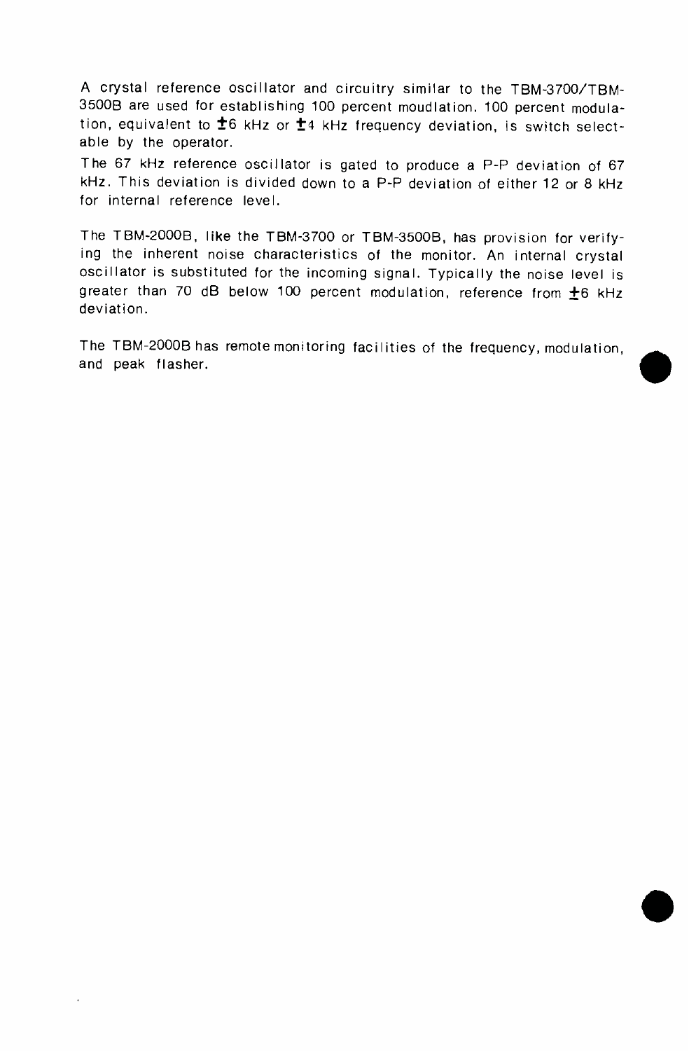A crystal reference oscillator and circuitry similar to the TBM-3700/TBM-3500B are used for establishing 100 percent moudlation. 100 percent modulation, equivalent to ±6 kHz or ±4 kHz frequency deviation, is switch selectable by the operator.

The 67 kHz reference oscillator is gated to produce a P-P deviation of 67 kHz. This deviation is divided down to a P-P deviation of either 12 or 8 kHz for internal reference level.

The TBM-2000B, like the TBM-3700 or TBM-3500B, has provision for verifying the inherent noise characteristics of the monitor. An internal crystal oscillator is substituted for the incoming signal. Typically the noise level is greater than 70 dB below 100 percent modulation, reference from ±6 kHz deviation.

The TBM-2000B has remote monitoring facilities of the frequency, modulation, and peak flasher.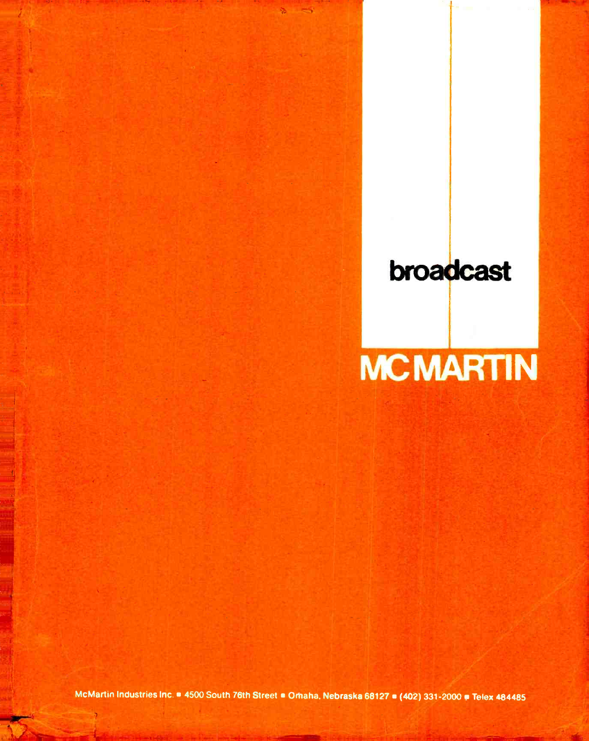broadcast

# MCMARTIN

McMartin Industries Inc. ■ 4500 South 76th Street ■ Omaha, Nebraska 68127 ■ (402) 331-2000 ■ Telex 484485